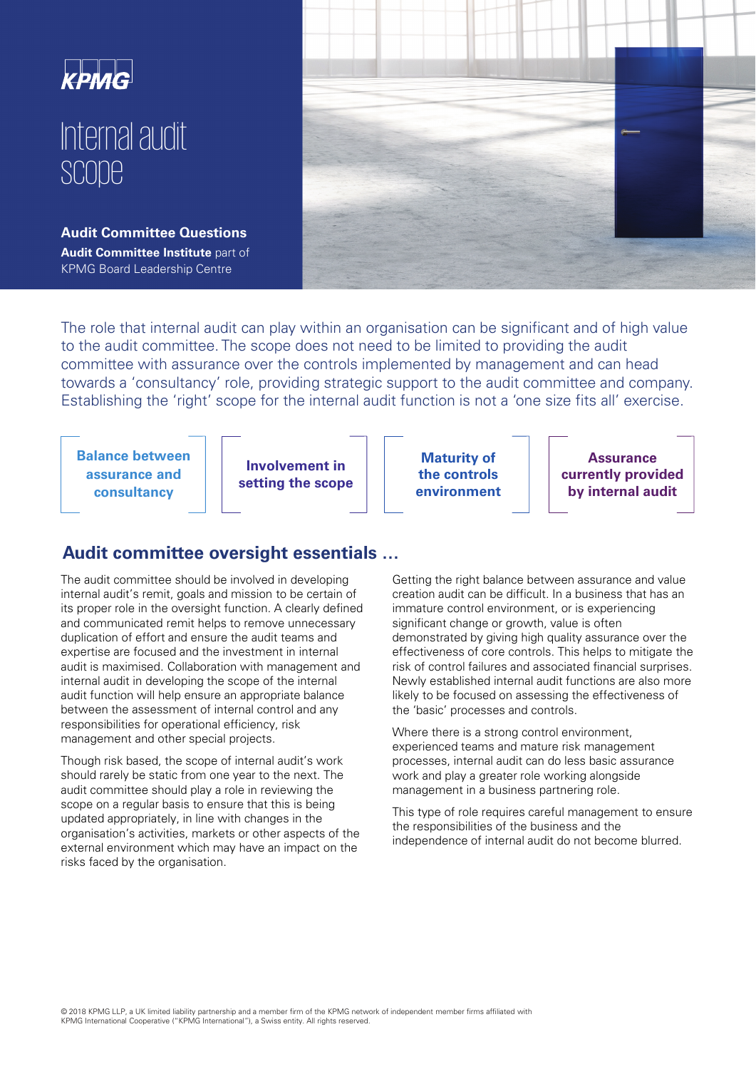KPMG

# Internal audit scope

**Audit Committee Questions**

**Audit Committee Institute** part of KPMG Board Leadership Centre

The role that internal audit can play within an organisation can be significant and of high value to the audit committee. The scope does not need to be limited to providing the audit committee with assurance over the controls implemented by management and can head towards a 'consultancy' role, providing strategic support to the audit committee and company. Establishing the 'right' scope for the internal audit function is not a 'one size fits all' exercise.

**Balance between assurance and consultancy**

**Involvement in setting the scope**

**Maturity of the controls environment**

**Assurance currently provided by internal audit**

## Audit committee oversight essentials …

The audit committee should be involved in developing internal audit's remit, goals and mission to be certain of its proper role in the oversight function. A clearly defined and communicated remit helps to remove unnecessary duplication of effort and ensure the audit teams and expertise are focused and the investment in internal audit is maximised. Collaboration with management and internal audit in developing the scope of the internal audit function will help ensure an appropriate balance between the assessment of internal control and any responsibilities for operational efficiency, risk management and other special projects.

Though risk based, the scope of internal audit's work should rarely be static from one year to the next. The audit committee should play a role in reviewing the scope on a regular basis to ensure that this is being updated appropriately, in line with changes in the organisation's activities, markets or other aspects of the external environment which may have an impact on the risks faced by the organisation.

Getting the right balance between assurance and value creation audit can be difficult. In a business that has an immature control environment, or is experiencing significant change or growth, value is often demonstrated by giving high quality assurance over the effectiveness of core controls. This helps to mitigate the risk of control failures and associated financial surprises. Newly established internal audit functions are also more likely to be focused on assessing the effectiveness of the 'basic' processes and controls.

Where there is a strong control environment, experienced teams and mature risk management processes, internal audit can do less basic assurance work and play a greater role working alongside management in a business partnering role.

This type of role requires careful management to ensure the responsibilities of the business and the independence of internal audit do not become blurred.

© 2018 KPMG LLP, a UK limited liability partnership and a member firm of the KPMG network of independent member firms affiliated with KPMG International Cooperative ("KPMG International"), a Swiss entity. All rights reserved.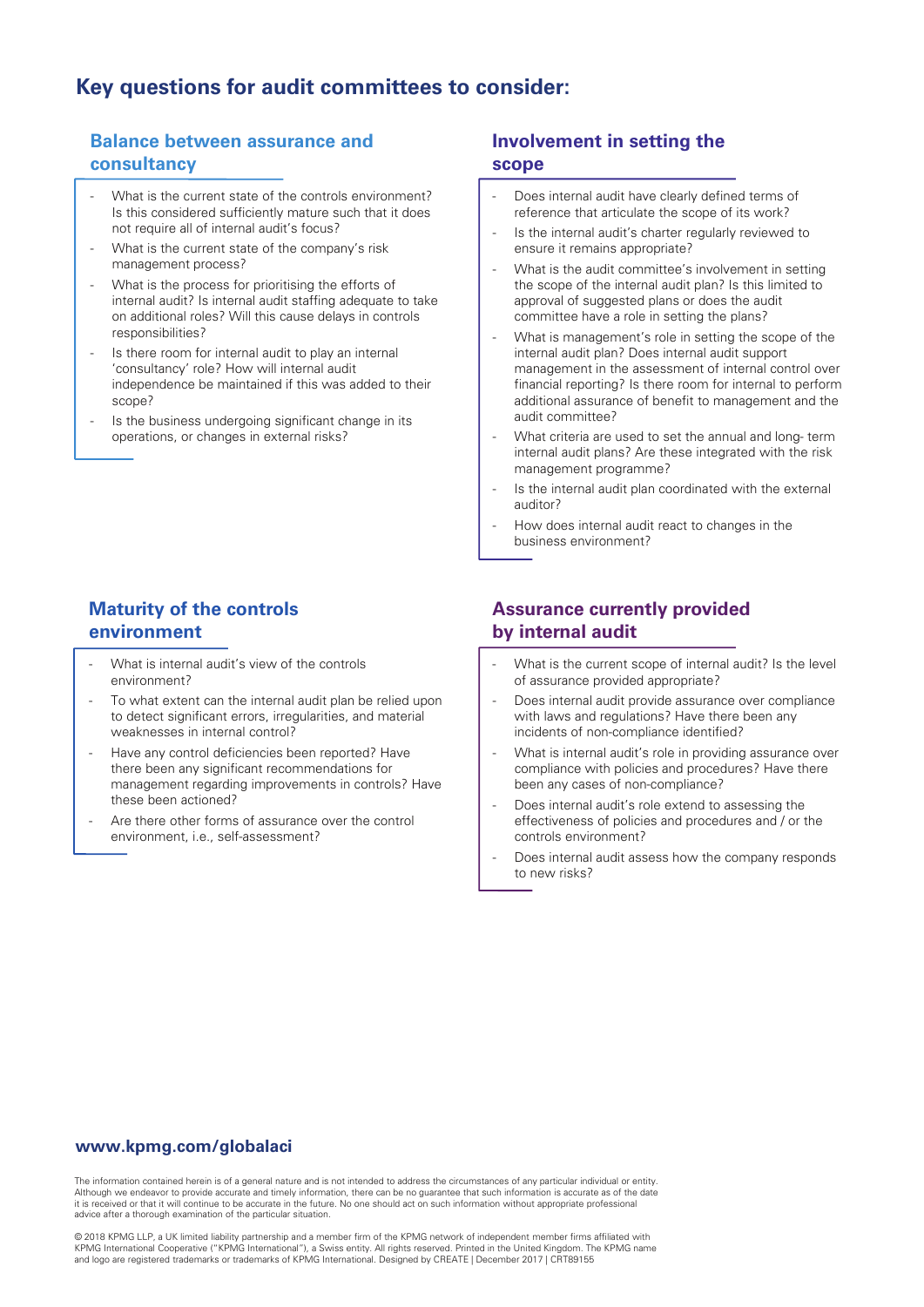# Key questions for audit committees to consider:

## Balance between assurance and consultancy

- What is the current state of the controls environment? Is this considered sufficiently mature such that it does not require all of internal audit's focus?
- What is the current state of the company's risk management process?
- What is the process for prioritising the efforts of internal audit? Is internal audit staffing adequate to take on additional roles? Will this cause delays in controls responsibilities?
- Is there room for internal audit to play an internal 'consultancy' role? How will internal audit independence be maintained if this was added to their scope?
- Is the business undergoing significant change in its operations, or changes in external risks?

## Involvement in setting the scope

- Does internal audit have clearly defined terms of reference that articulate the scope of its work?
- Is the internal audit's charter regularly reviewed to ensure it remains appropriate?
- What is the audit committee's involvement in setting the scope of the internal audit plan? Is this limited to approval of suggested plans or does the audit committee have a role in setting the plans?
- What is management's role in setting the scope of the internal audit plan? Does internal audit support management in the assessment of internal control over financial reporting? Is there room for internal to perform additional assurance of benefit to management and the audit committee?
- What criteria are used to set the annual and long- term internal audit plans? Are these integrated with the risk management programme?
- Is the internal audit plan coordinated with the external auditor?
- How does internal audit react to changes in the business environment?

## Maturity of the controls environment

- What is internal audit's view of the controls environment?
- To what extent can the internal audit plan be relied upon to detect significant errors, irregularities, and material weaknesses in internal control?
- Have any control deficiencies been reported? Have there been any significant recommendations for management regarding improvements in controls? Have these been actioned?
- Are there other forms of assurance over the control environment, i.e., self-assessment?

## Assurance currently provided by internal audit

- What is the current scope of internal audit? Is the level of assurance provided appropriate?
- Does internal audit provide assurance over compliance with laws and regulations? Have there been any incidents of non-compliance identified?
- What is internal audit's role in providing assurance over compliance with policies and procedures? Have there been any cases of non-compliance?
- Does internal audit's role extend to assessing the effectiveness of policies and procedures and / or the controls environment?
- Does internal audit assess how the company responds to new risks?

**www.kpmg.com/globalaci**

The information contained herein is of a general nature and is not intended to address the circumstances of any particular individual or entity. Although we endeavor to provide accurate and timely information, there can be no guarantee that such information is accurate as of the date it is received or that it will continue to be accurate in the future. No one should act on such information without appropriate professional advice after a thorough examination of the particular situation.

© 2018 KPMG LLP, a UK limited liability partnership and a member firm of the KPMG network of independent member firms affiliated with KPMG International Cooperative ("KPMG International"), a Swiss entity. All rights reserved. Printed in the United Kingdom. The KPMG name and logo are registered trademarks or trademarks of KPMG International. Designed by CREATE | December 2017 | CRT89155